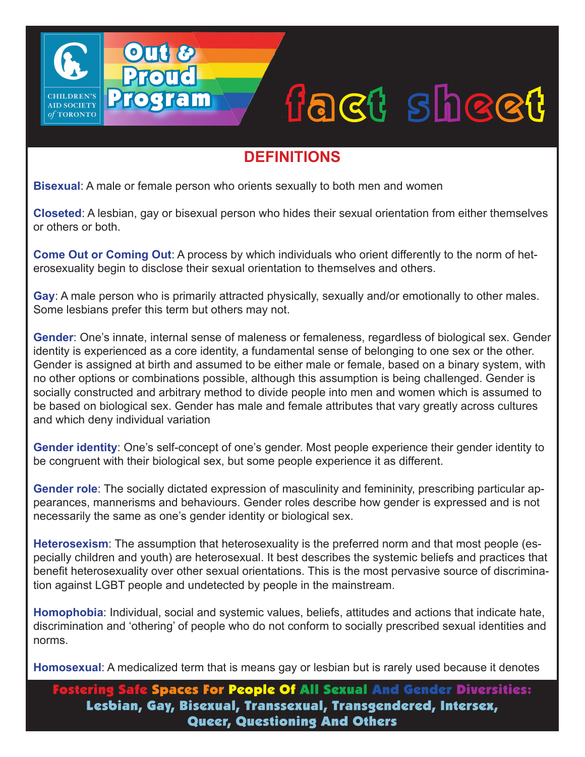CHILDREN'S AID SOCIETY *of* TORONTO

# Out & Proud Program fact sheet

## DEFINITIONS

**Bisexual**: A male or female person who orients sexually to both men and women

**Closeted**: A lesbian, gay or bisexual person who hides their sexual orientation from either themselves or others or both.

**Come Out or Coming Out**: A process by which individuals who orient differently to the norm of heterosexuality begin to disclose their sexual orientation to themselves and others.

**Gay**: A male person who is primarily attracted physically, sexually and/or emotionally to other males. Some lesbians prefer this term but others may not.

**Gender**: One's innate, internal sense of maleness or femaleness, regardless of biological sex. Gender identity is experienced as a core identity, a fundamental sense of belonging to one sex or the other. Gender is assigned at birth and assumed to be either male or female, based on a binary system, with no other options or combinations possible, although this assumption is being challenged. Gender is socially constructed and arbitrary method to divide people into men and women which is assumed to be based on biological sex. Gender has male and female attributes that vary greatly across cultures and which deny individual variation

**Gender identity**: One's self-concept of one's gender. Most people experience their gender identity to be congruent with their biological sex, but some people experience it as different.

**Gender role**: The socially dictated expression of masculinity and femininity, prescribing particular appearances, mannerisms and behaviours. Gender roles describe how gender is expressed and is not necessarily the same as one's gender identity or biological sex.

**Heterosexism**: The assumption that heterosexuality is the preferred norm and that most people (especially children and youth) are heterosexual. It best describes the systemic beliefs and practices that benefit heterosexuality over other sexual orientations. This is the most pervasive source of discrimination against LGBT people and undetected by people in the mainstream.

**Homophobia**: Individual, social and systemic values, beliefs, attitudes and actions that indicate hate, discrimination and 'othering' of people who do not conform to socially prescribed sexual identities and norms.

**Homosexual**: A medicalized term that is means gay or lesbian but is rarely used because it denotes

**Fostering Safe Spaces For People Of All Sexual And Gender Diversities: Lesbian, Gay, Bisexual, Transsexual, Transgendered, Intersex, Queer, Questioning And Others**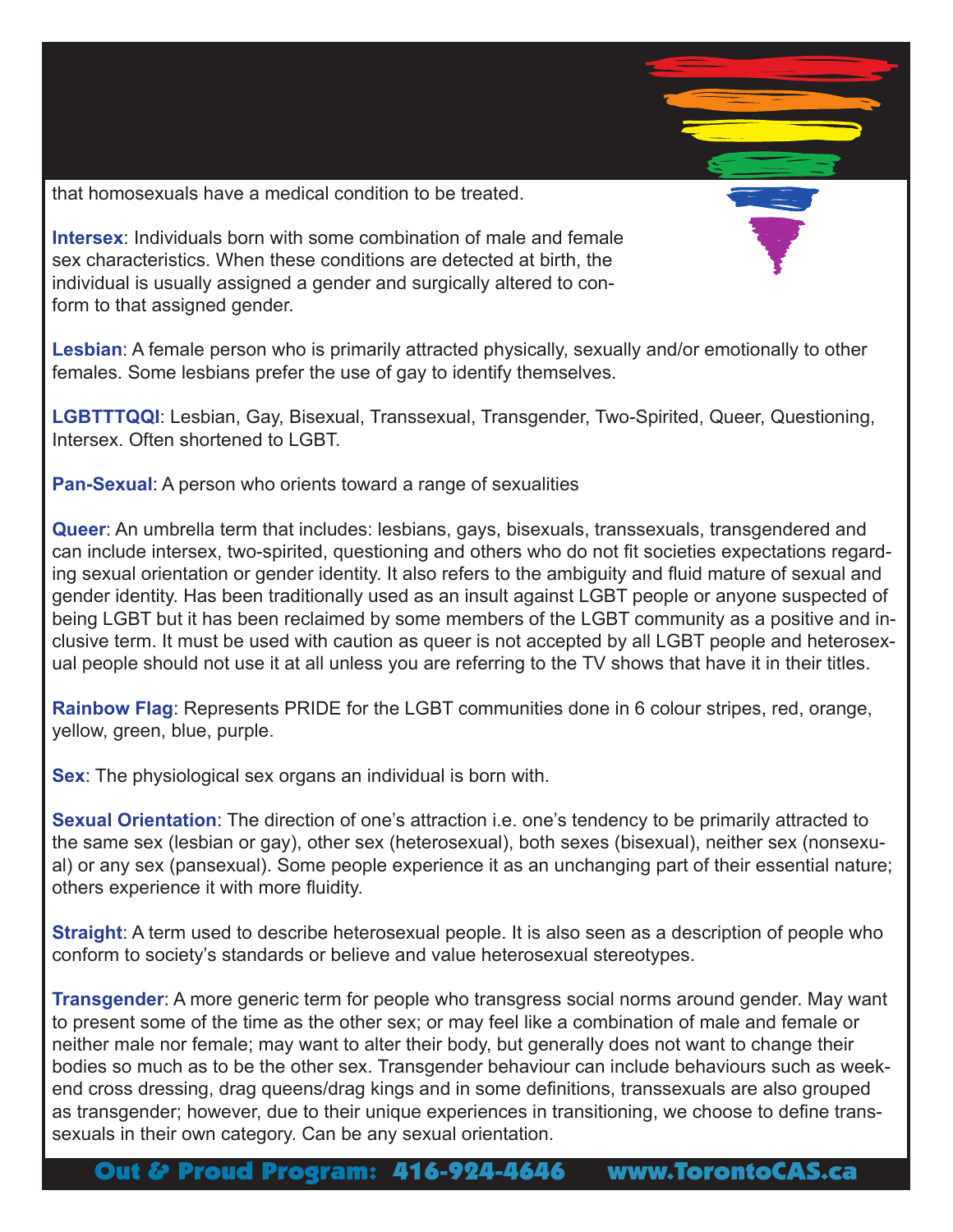that homosexuals have a medical condition to be treated.

**Intersex**: Individuals born with some combination of male and female sex characteristics. When these conditions are detected at birth, the individual is usually assigned a gender and surgically altered to conform to that assigned gender.

**Lesbian**: A female person who is primarily attracted physically, sexually and/or emotionally to other females. Some lesbians prefer the use of gay to identify themselves.

**LGBTTTQQI**: Lesbian, Gay, Bisexual, Transsexual, Transgender, Two-Spirited, Queer, Questioning, Intersex. Often shortened to LGBT.

**Pan-Sexual**: A person who orients toward a range of sexualities

**Queer**: An umbrella term that includes: lesbians, gays, bisexuals, transsexuals, transgendered and can include intersex, two-spirited, questioning and others who do not fit societies expectations regarding sexual orientation or gender identity. It also refers to the ambiguity and fluid mature of sexual and gender identity. Has been traditionally used as an insult against LGBT people or anyone suspected of being LGBT but it has been reclaimed by some members of the LGBT community as a positive and inclusive term. It must be used with caution as queer is not accepted by all LGBT people and heterosexual people should not use it at all unless you are referring to the TV shows that have it in their titles.

**Rainbow Flag**: Represents PRIDE for the LGBT communities done in 6 colour stripes, red, orange, yellow, green, blue, purple.

**Sex**: The physiological sex organs an individual is born with.

**Sexual Orientation**: The direction of one's attraction i.e. one's tendency to be primarily attracted to the same sex (lesbian or gay), other sex (heterosexual), both sexes (bisexual), neither sex (nonsexual) or any sex (pansexual). Some people experience it as an unchanging part of their essential nature; others experience it with more fluidity.

**Straight**: A term used to describe heterosexual people. It is also seen as a description of people who conform to society's standards or believe and value heterosexual stereotypes.

**Transgender**: A more generic term for people who transgress social norms around gender. May want to present some of the time as the other sex; or may feel like a combination of male and female or neither male nor female; may want to alter their body, but generally does not want to change their bodies so much as to be the other sex. Transgender behaviour can include behaviours such as weekend cross dressing, drag queens/drag kings and in some definitions, transsexuals are also grouped as transgender; however, due to their unique experiences in transitioning, we choose to define transsexuals in their own category. Can be any sexual orientation.

**Out & Proud Program: 416-924-4646 www.TorontoCAS.ca**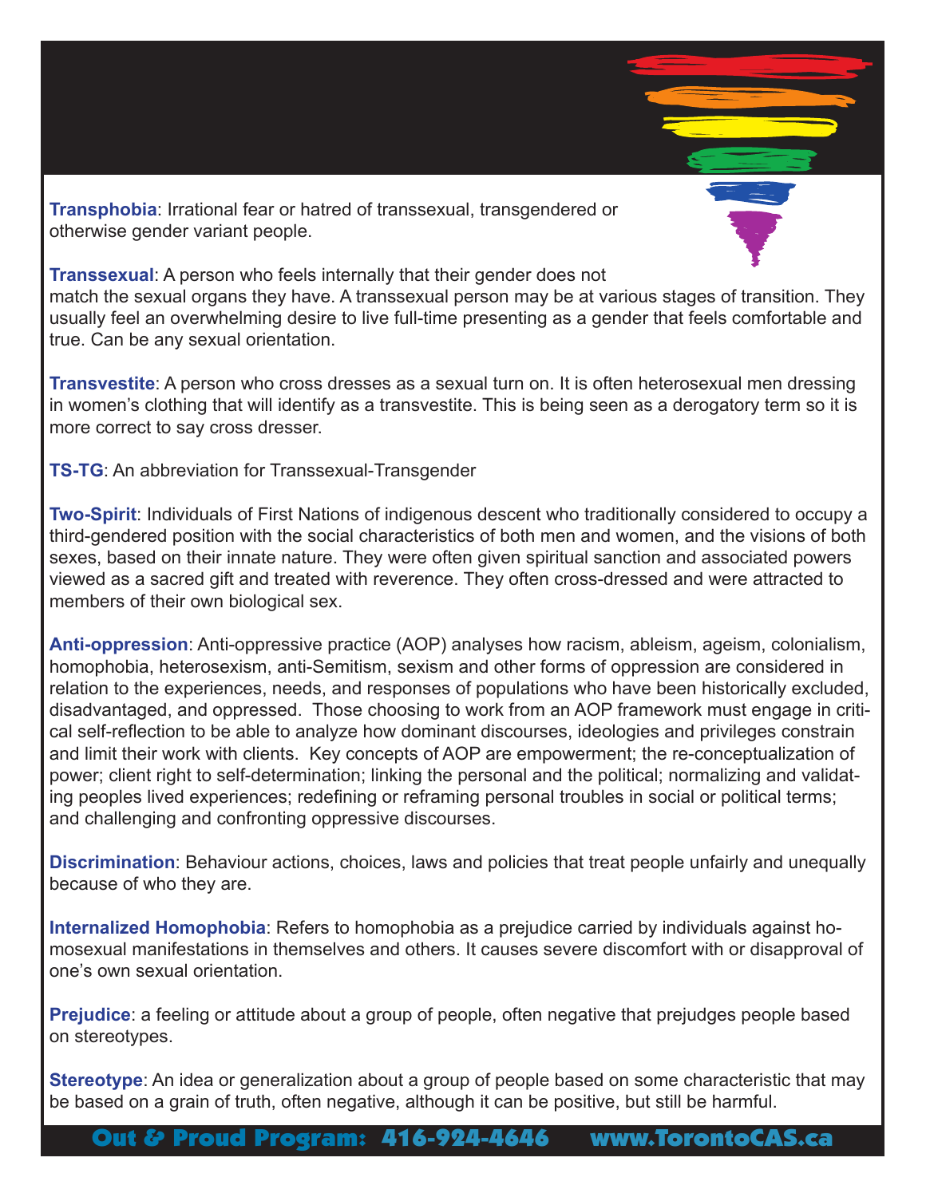**Transphobia**: Irrational fear or hatred of transsexual, transgendered or otherwise gender variant people.

**Transsexual**: A person who feels internally that their gender does not match the sexual organs they have. A transsexual person may be at various stages of transition. They usually feel an overwhelming desire to live full-time presenting as a gender that feels comfortable and true. Can be any sexual orientation.

**Transvestite**: A person who cross dresses as a sexual turn on. It is often heterosexual men dressing in women's clothing that will identify as a transvestite. This is being seen as a derogatory term so it is more correct to say cross dresser.

**TS-TG**: An abbreviation for Transsexual-Transgender

**Two-Spirit**: Individuals of First Nations of indigenous descent who traditionally considered to occupy a third-gendered position with the social characteristics of both men and women, and the visions of both sexes, based on their innate nature. They were often given spiritual sanction and associated powers viewed as a sacred gift and treated with reverence. They often cross-dressed and were attracted to members of their own biological sex.

**Anti-oppression**: Anti-oppressive practice (AOP) analyses how racism, ableism, ageism, colonialism, homophobia, heterosexism, anti-Semitism, sexism and other forms of oppression are considered in relation to the experiences, needs, and responses of populations who have been historically excluded, disadvantaged, and oppressed. Those choosing to work from an AOP framework must engage in critical self-reflection to be able to analyze how dominant discourses, ideologies and privileges constrain and limit their work with clients. Key concepts of AOP are empowerment; the re-conceptualization of power; client right to self-determination; linking the personal and the political; normalizing and validating peoples lived experiences; redefining or reframing personal troubles in social or political terms; and challenging and confronting oppressive discourses.

**Discrimination**: Behaviour actions, choices, laws and policies that treat people unfairly and unequally because of who they are.

**Internalized Homophobia**: Refers to homophobia as a prejudice carried by individuals against homosexual manifestations in themselves and others. It causes severe discomfort with or disapproval of one's own sexual orientation.

**Prejudice**: a feeling or attitude about a group of people, often negative that prejudges people based on stereotypes.

**Stereotype**: An idea or generalization about a group of people based on some characteristic that may be based on a grain of truth, often negative, although it can be positive, but still be harmful.

**Out & Proud Program: 416-924-4646 www.TorontoCAS.ca**